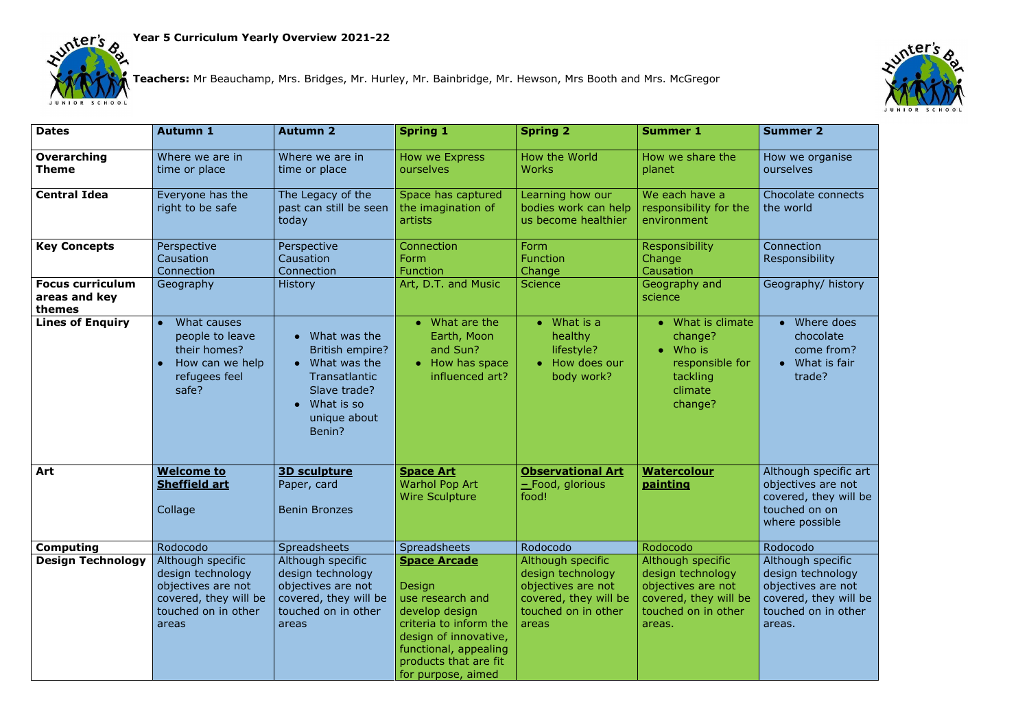# Year 5 Curriculum Yearly Overview 2021-22

**Teachers:** Mr Beauchamp, Mrs. Bridges, Mr. Hurley, Mr. Bainbridge, Mr. Hewson, Mrs Booth and Mrs. McGregor

| **Dates** | **Autumn 1** | **Autumn 2** | **Spring 1** | **Spring 2** | **Summer 1** | **Summer 2** |
|---|---|---|---|---|---|---|
| **Overarching Theme** | Where we are in time or place | Where we are in time or place | How we Express ourselves | How the World Works | How we share the planet | How we organise ourselves |
| **Central Idea** | Everyone has the right to be safe | The Legacy of the past can still be seen today | Space has captured the imagination of artists | Learning how our bodies work can help us become healthier | We each have a responsibility for the environment | Chocolate connects the world |
| **Key Concepts** | Perspective<br>Causation<br>Connection | Perspective<br>Causation<br>Connection | Connection<br>Form<br>Function | Form<br>Function<br>Change | Responsibility<br>Change<br>Causation | Connection<br>Responsibility |
| **Focus curriculum areas and key themes** | Geography | History | Art, D.T. and Music | Science | Geography and science | Geography/ history |
| **Lines of Enquiry** | • What causes people to leave their homes?<br>• How can we help refugees feel safe? | • What was the British empire?<br>• What was the Transatlantic Slave trade?<br>• What is so unique about Benin? | • What are the Earth, Moon and Sun?<br>• How has space influenced art? | • What is a healthy lifestyle?<br>• How does our body work? | • What is climate change?<br>• Who is responsible for tackling climate change? | • Where does chocolate come from?<br>• What is fair trade? |
| **Art** | **Welcome to Sheffield art**<br><br>Collage | **3D sculpture**<br>Paper, card<br><br>Benin Bronzes | **Space Art**<br>Warhol Pop Art<br>Wire Sculpture | **Observational Art – Food, glorious food!** | **Watercolour painting** | Although specific art objectives are not covered, they will be touched on on where possible |
| **Computing** | Rodocodo | Spreadsheets | Spreadsheets | Rodocodo | Rodocodo | Rodocodo |
| **Design Technology** | Although specific design technology objectives are not covered, they will be touched on in other areas | Although specific design technology objectives are not covered, they will be touched on in other areas | **Space Arcade**<br><br>Design<br>use research and develop design criteria to inform the design of innovative, functional, appealing products that are fit for purpose, aimed | Although specific design technology objectives are not covered, they will be touched on in other areas | Although specific design technology objectives are not covered, they will be touched on in other areas. | Although specific design technology objectives are not covered, they will be touched on in other areas. |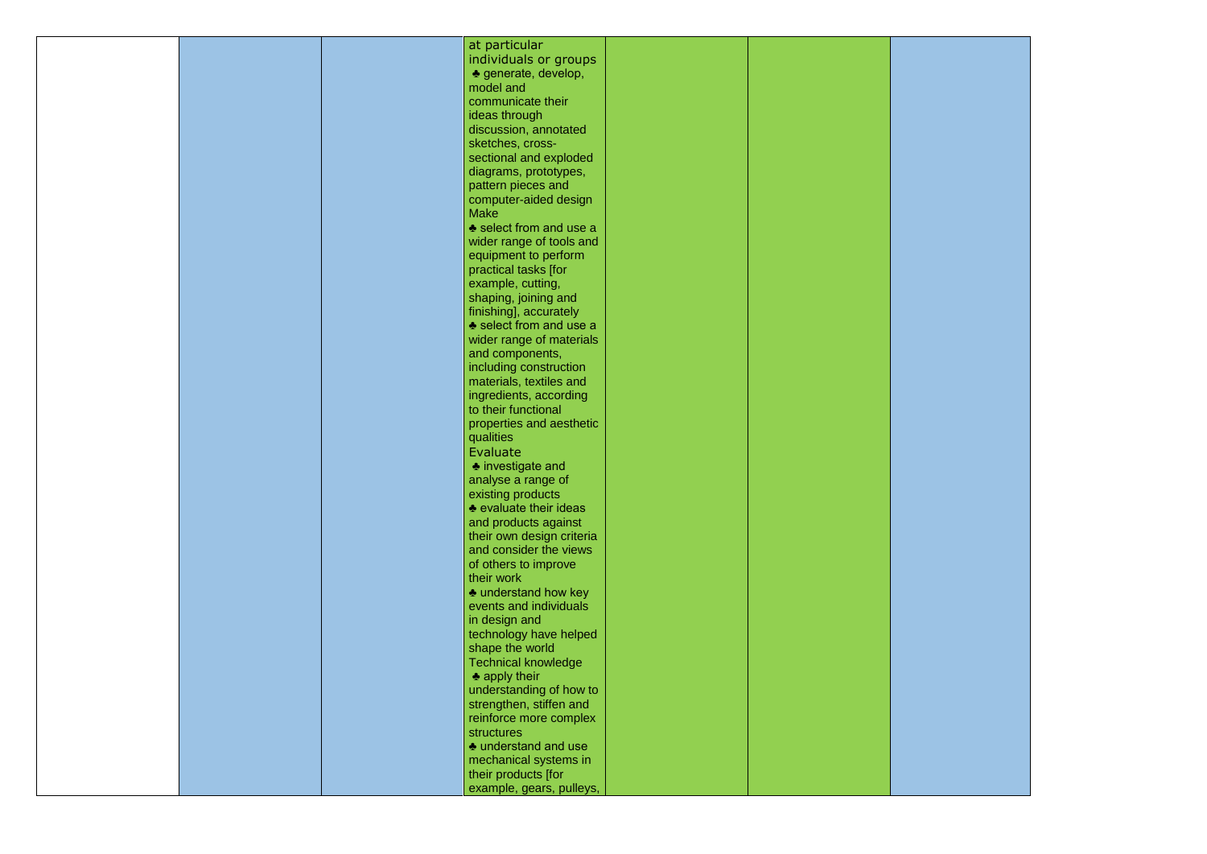|  |  |  | at particular individuals or groups<br>♣ generate, develop, model and communicate their ideas through discussion, annotated sketches, cross-sectional and exploded diagrams, prototypes, pattern pieces and computer-aided design<br>Make<br>♣ select from and use a wider range of tools and equipment to perform practical tasks [for example, cutting, shaping, joining and finishing], accurately<br>♣ select from and use a wider range of materials and components, including construction materials, textiles and ingredients, according to their functional properties and aesthetic qualities<br>Evaluate<br>♣ investigate and analyse a range of existing products<br>♣ evaluate their ideas and products against their own design criteria and consider the views of others to improve their work<br>♣ understand how key events and individuals in design and technology have helped shape the world<br>Technical knowledge<br>♣ apply their understanding of how to strengthen, stiffen and reinforce more complex structures<br>♣ understand and use mechanical systems in their products [for example, gears, pulleys, |  |  |  |
|---|---|---|---|---|---|---|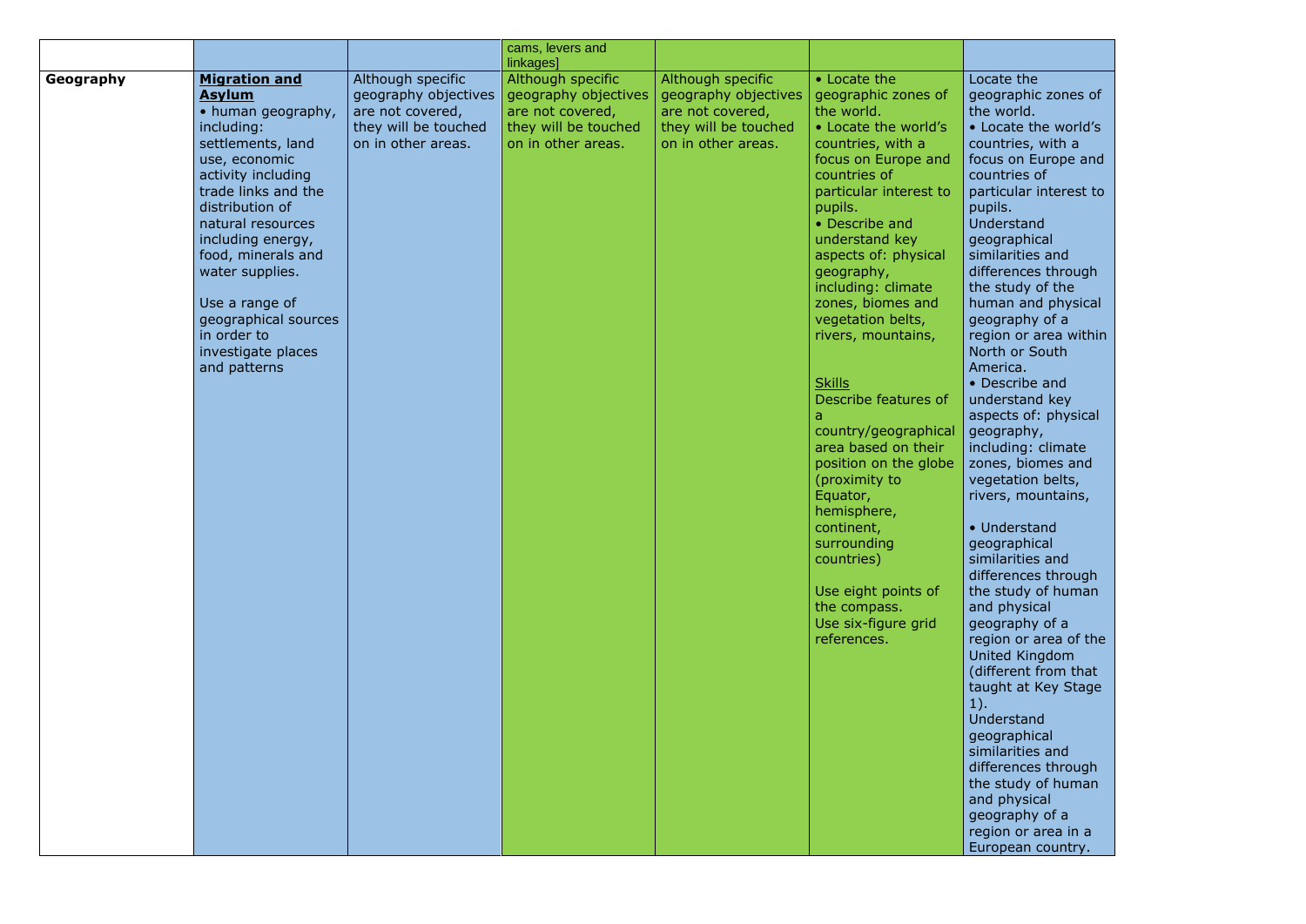| | | | cams, levers and linkages] | | | |
|---|---|---|---|---|---|---|
| **Geography** | **<u>Migration and Asylum</u>**<br>• human geography, including: settlements, land use, economic activity including trade links and the distribution of natural resources including energy, food, minerals and water supplies.<br><br>Use a range of geographical sources in order to investigate places and patterns | Although specific geography objectives are not covered, they will be touched on in other areas. | Although specific geography objectives are not covered, they will be touched on in other areas. | Although specific geography objectives are not covered, they will be touched on in other areas. | • Locate the geographic zones of the world.<br>• Locate the world's countries, with a focus on Europe and countries of particular interest to pupils.<br>• Describe and understand key aspects of: physical geography, including: climate zones, biomes and vegetation belts, rivers, mountains,<br><br><u>Skills</u><br>Describe features of a country/geographical area based on their position on the globe (proximity to Equator, hemisphere, continent, surrounding countries)<br><br>Use eight points of the compass.<br>Use six-figure grid references. | Locate the geographic zones of the world.<br>• Locate the world's countries, with a focus on Europe and countries of particular interest to pupils.<br>Understand geographical similarities and differences through the study of the human and physical geography of a region or area within North or South America.<br>• Describe and understand key aspects of: physical geography, including: climate zones, biomes and vegetation belts, rivers, mountains,<br><br>• Understand geographical similarities and differences through the study of human and physical geography of a region or area of the United Kingdom (different from that taught at Key Stage 1).<br>Understand geographical similarities and differences through the study of human and physical geography of a region or area in a European country. |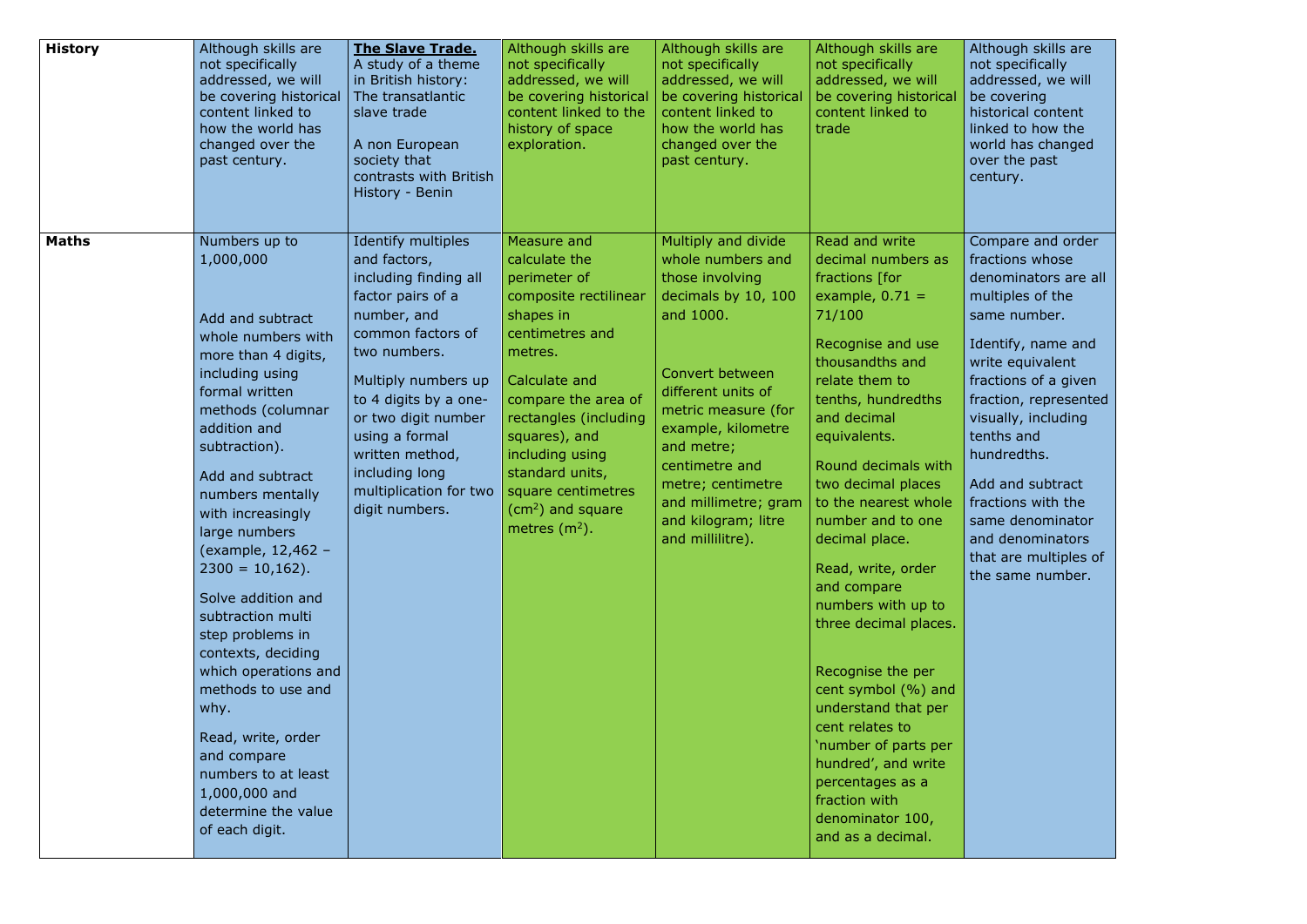| | | | | | | |
|---|---|---|---|---|---|---|
| **History** | Although skills are not specifically addressed, we will be covering historical content linked to how the world has changed over the past century. | **The Slave Trade.** A study of a theme in British history: The transatlantic slave trade<br><br>A non European society that contrasts with British History - Benin | Although skills are not specifically addressed, we will be covering historical content linked to the history of space exploration. | Although skills are not specifically addressed, we will be covering historical content linked to how the world has changed over the past century. | Although skills are not specifically addressed, we will be covering historical content linked to trade | Although skills are not specifically addressed, we will be covering historical content linked to how the world has changed over the past century. |
| **Maths** | Numbers up to 1,000,000<br><br>Add and subtract whole numbers with more than 4 digits, including using formal written methods (columnar addition and subtraction).<br><br>Add and subtract numbers mentally with increasingly large numbers (example, 12,462 – 2300 = 10,162).<br><br>Solve addition and subtraction multi step problems in contexts, deciding which operations and methods to use and why.<br><br>Read, write, order and compare numbers to at least 1,000,000 and determine the value of each digit. | Identify multiples and factors, including finding all factor pairs of a number, and common factors of two numbers.<br><br>Multiply numbers up to 4 digits by a one- or two digit number using a formal written method, including long multiplication for two digit numbers. | Measure and calculate the perimeter of composite rectilinear shapes in centimetres and metres.<br><br>Calculate and compare the area of rectangles (including squares), and including using standard units, square centimetres ($cm^2$) and square metres ($m^2$). | Multiply and divide whole numbers and those involving decimals by 10, 100 and 1000.<br><br>Convert between different units of metric measure (for example, kilometre and metre; centimetre and metre; centimetre and millimetre; gram and kilogram; litre and millilitre). | Read and write decimal numbers as fractions [for example, 0.71 = 71/100<br><br>Recognise and use thousandths and relate them to tenths, hundredths and decimal equivalents.<br><br>Round decimals with two decimal places to the nearest whole number and to one decimal place.<br><br>Read, write, order and compare numbers with up to three decimal places.<br><br>Recognise the per cent symbol (%) and understand that per cent relates to 'number of parts per hundred', and write percentages as a fraction with denominator 100, and as a decimal. | Compare and order fractions whose denominators are all multiples of the same number.<br><br>Identify, name and write equivalent fractions of a given fraction, represented visually, including tenths and hundredths.<br><br>Add and subtract fractions with the same denominator and denominators that are multiples of the same number. |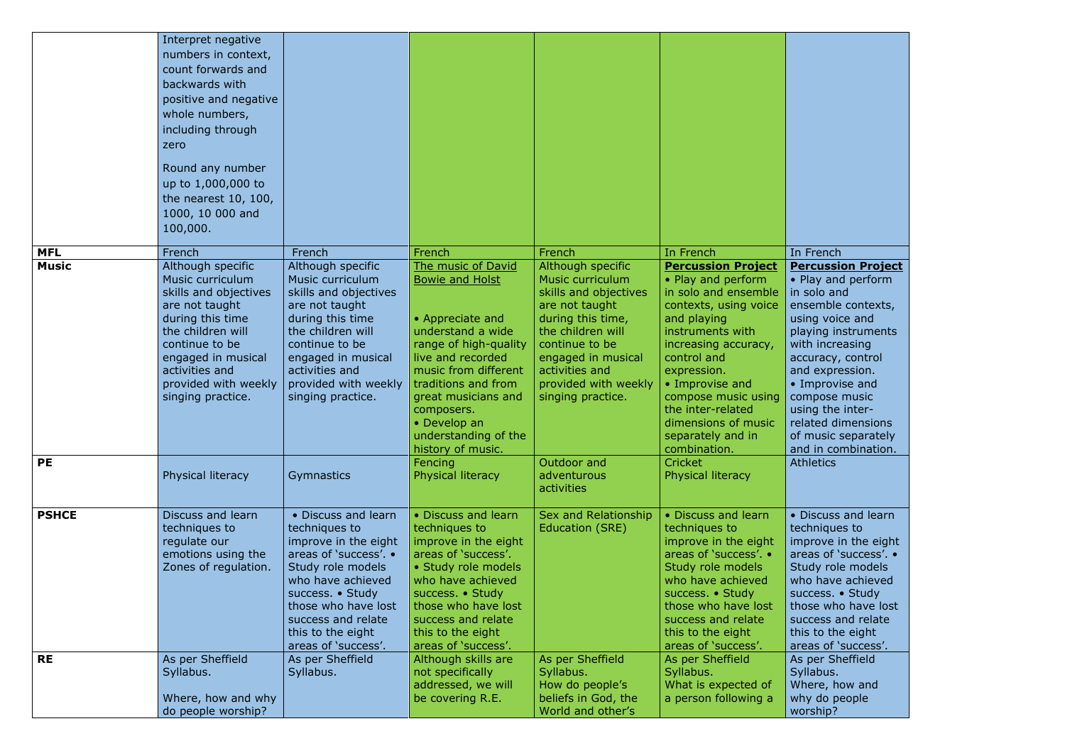| | | | | | | |
|---|---|---|---|---|---|---|
| | Interpret negative numbers in context, count forwards and backwards with positive and negative whole numbers, including through zero<br><br>Round any number up to 1,000,000 to the nearest 10, 100, 1000, 10 000 and 100,000. | | | | | |
| **MFL** | French | French | French | French | In French | In French |
| **Music** | Although specific Music curriculum skills and objectives are not taught during this time the children will continue to be engaged in musical activities and provided with weekly singing practice. | Although specific Music curriculum skills and objectives are not taught during this time the children will continue to be engaged in musical activities and provided with weekly singing practice. | The music of David Bowie and Holst<br><br>• Appreciate and understand a wide range of high-quality live and recorded music from different traditions and from great musicians and composers.<br>• Develop an understanding of the history of music. | Although specific Music curriculum skills and objectives are not taught during this time, the children will continue to be engaged in musical activities and provided with weekly singing practice. | **Percussion Project**<br>• Play and perform in solo and ensemble contexts, using voice and playing instruments with increasing accuracy, control and expression.<br>• Improvise and compose music using the inter-related dimensions of music separately and in combination. | **Percussion Project**<br>• Play and perform in solo and ensemble contexts, using voice and playing instruments with increasing accuracy, control and expression.<br>• Improvise and compose music using the inter-related dimensions of music separately and in combination. |
| **PE** | Physical literacy | Gymnastics | Fencing<br>Physical literacy | Outdoor and adventurous activities | Cricket<br>Physical literacy | Athletics |
| **PSHCE** | Discuss and learn techniques to regulate our emotions using the Zones of regulation. | • Discuss and learn techniques to improve in the eight areas of 'success'. • Study role models who have achieved success. • Study those who have lost success and relate this to the eight areas of 'success'. | • Discuss and learn techniques to improve in the eight areas of 'success'.<br>• Study role models who have achieved success. • Study those who have lost success and relate this to the eight areas of 'success'. | Sex and Relationship Education (SRE) | • Discuss and learn techniques to improve in the eight areas of 'success'. • Study role models who have achieved success. • Study those who have lost success and relate this to the eight areas of 'success'. | • Discuss and learn techniques to improve in the eight areas of 'success'. • Study role models who have achieved success. • Study those who have lost success and relate this to the eight areas of 'success'. |
| **RE** | As per Sheffield Syllabus.<br><br>Where, how and why do people worship? | As per Sheffield Syllabus. | Although skills are not specifically addressed, we will be covering R.E. | As per Sheffield Syllabus.<br>How do people's beliefs in God, the World and other's | As per Sheffield Syllabus.<br>What is expected of a person following a | As per Sheffield Syllabus.<br>Where, how and why do people worship? |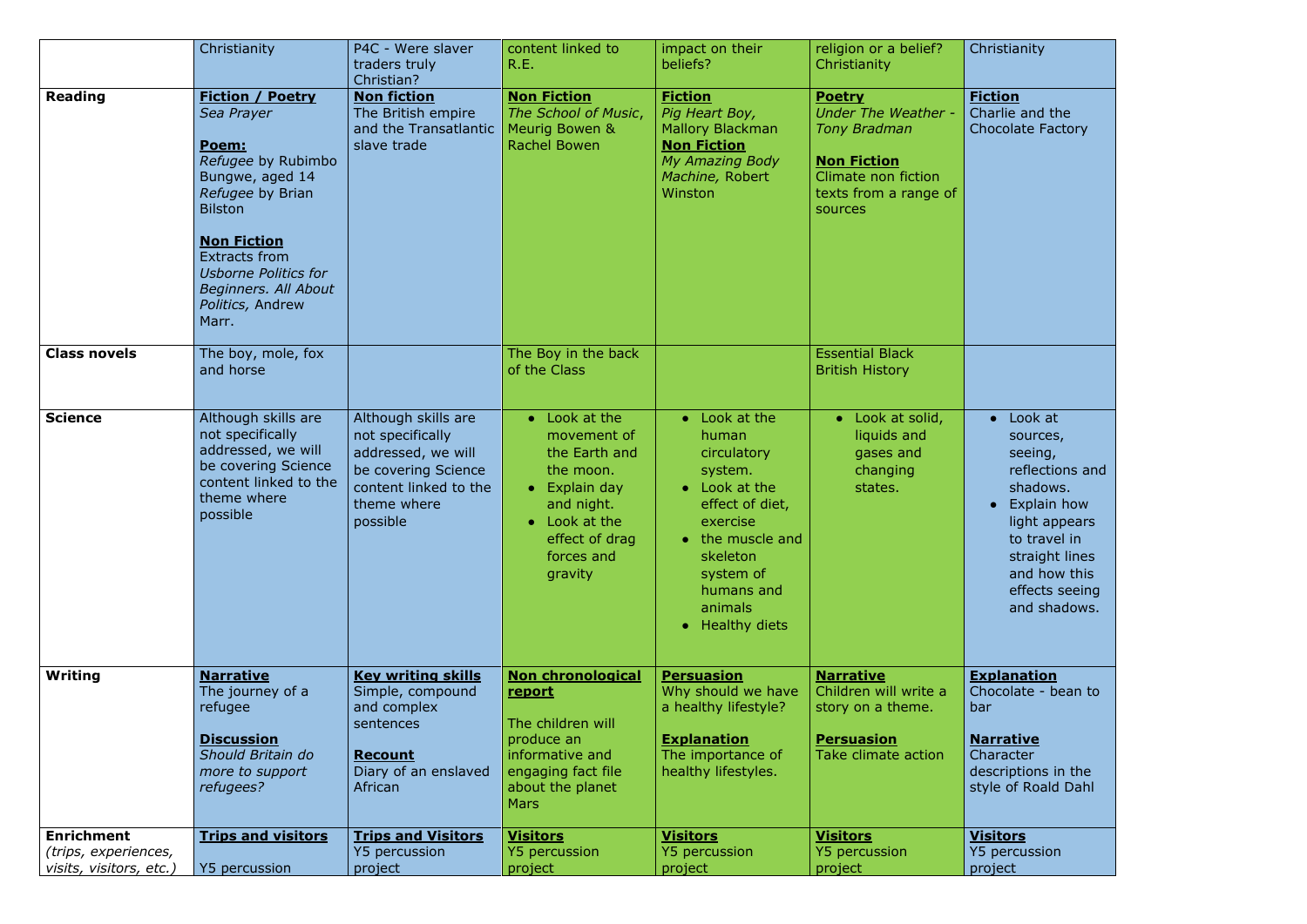| | | | | | | |
|---|---|---|---|---|---|---|
| | Christianity | P4C - Were slaver traders truly Christian? | content linked to R.E. | impact on their beliefs? | religion or a belief? Christianity | Christianity |
| **Reading** | **Fiction / Poetry**<br>*Sea Prayer*<br><br>**Poem:**<br>*Refugee* by Rubimbo Bungwe, aged 14<br>*Refugee* by Brian Bilston<br><br>**Non Fiction**<br>Extracts from *Usborne Politics for Beginners. All About Politics,* Andrew Marr. | **Non fiction**<br>The British empire and the Transatlantic slave trade | **Non Fiction**<br>*The School of Music*, Meurig Bowen & Rachel Bowen | **Fiction**<br>*Pig Heart Boy*, Mallory Blackman<br>**Non Fiction**<br>*My Amazing Body Machine,* Robert Winston | **Poetry**<br>*Under The Weather - Tony Bradman*<br><br>**Non Fiction**<br>Climate non fiction texts from a range of sources | **Fiction**<br>Charlie and the Chocolate Factory |
| **Class novels** | The boy, mole, fox and horse | | The Boy in the back of the Class | | Essential Black British History | |
| **Science** | Although skills are not specifically addressed, we will be covering Science content linked to the theme where possible | Although skills are not specifically addressed, we will be covering Science content linked to the theme where possible | • Look at the movement of the Earth and the moon.<br>• Explain day and night.<br>• Look at the effect of drag forces and gravity | • Look at the human circulatory system.<br>• Look at the effect of diet, exercise<br>• the muscle and skeleton system of humans and animals<br>• Healthy diets | • Look at solid, liquids and gases and changing states. | • Look at sources, seeing, reflections and shadows.<br>• Explain how light appears to travel in straight lines and how this effects seeing and shadows. |
| **Writing** | **Narrative**<br>The journey of a refugee<br><br>**Discussion**<br>*Should Britain do more to support refugees?* | **Key writing skills**<br>Simple, compound and complex sentences<br><br>**Recount**<br>Diary of an enslaved African | **Non chronological report**<br><br>The children will produce an informative and engaging fact file about the planet Mars | **Persuasion**<br>Why should we have a healthy lifestyle?<br><br>**Explanation**<br>The importance of healthy lifestyles. | **Narrative**<br>Children will write a story on a theme.<br><br>**Persuasion**<br>Take climate action | **Explanation**<br>Chocolate - bean to bar<br><br>**Narrative**<br>Character descriptions in the style of Roald Dahl |
| **Enrichment**<br>*(trips, experiences, visits, visitors, etc.)* | **Trips and visitors**<br><br>Y5 percussion | **Trips and Visitors**<br>Y5 percussion project | **Visitors**<br>Y5 percussion project | **Visitors**<br>Y5 percussion project | **Visitors**<br>Y5 percussion project | **Visitors**<br>Y5 percussion project |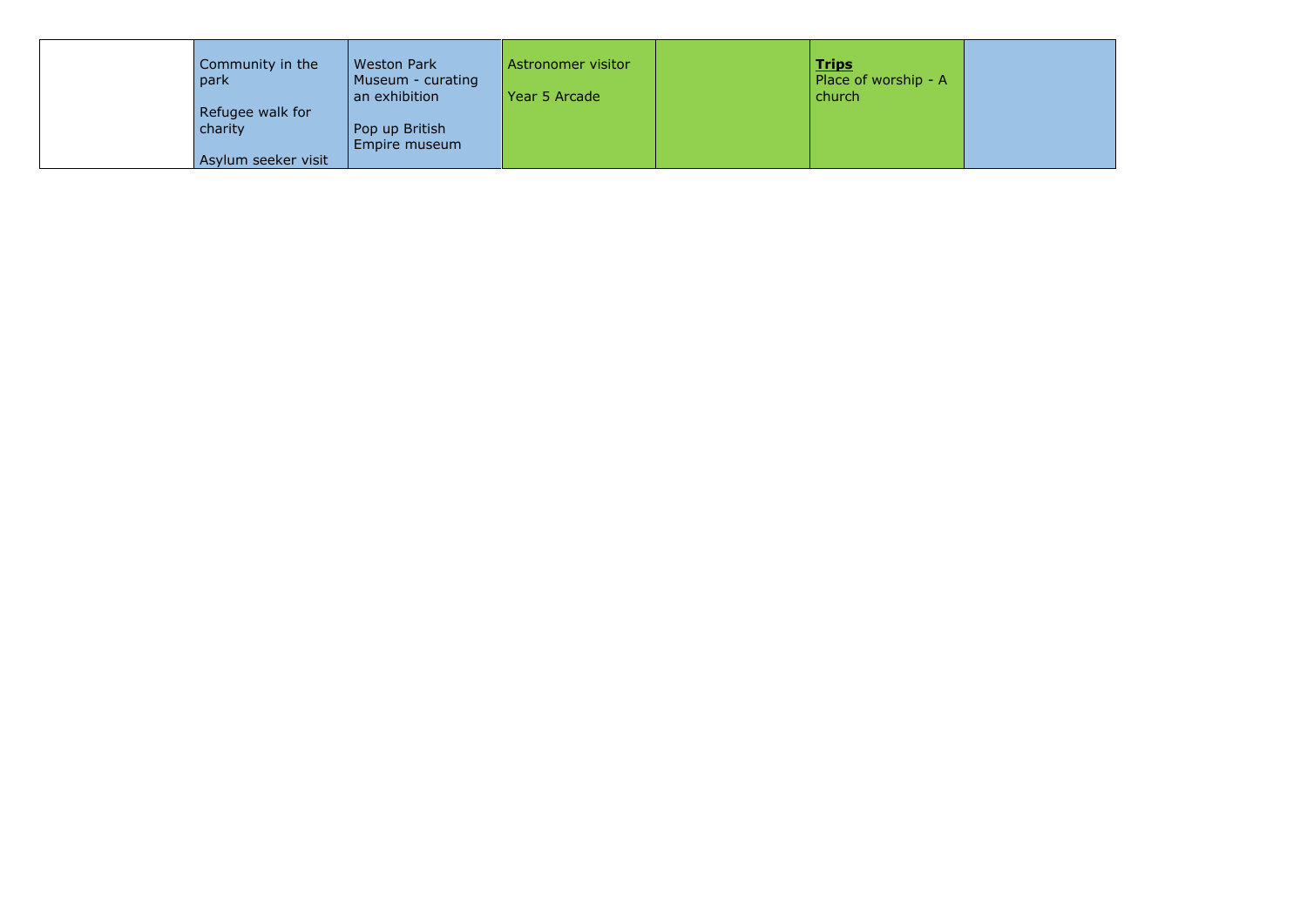| | | | | | | |
|---|---|---|---|---|---|---|
| | Community in the park<br><br>Refugee walk for charity<br><br>Asylum seeker visit | Weston Park Museum - curating an exhibition<br><br>Pop up British Empire museum | Astronomer visitor<br><br>Year 5 Arcade | | **Trips**<br>Place of worship - A church | |